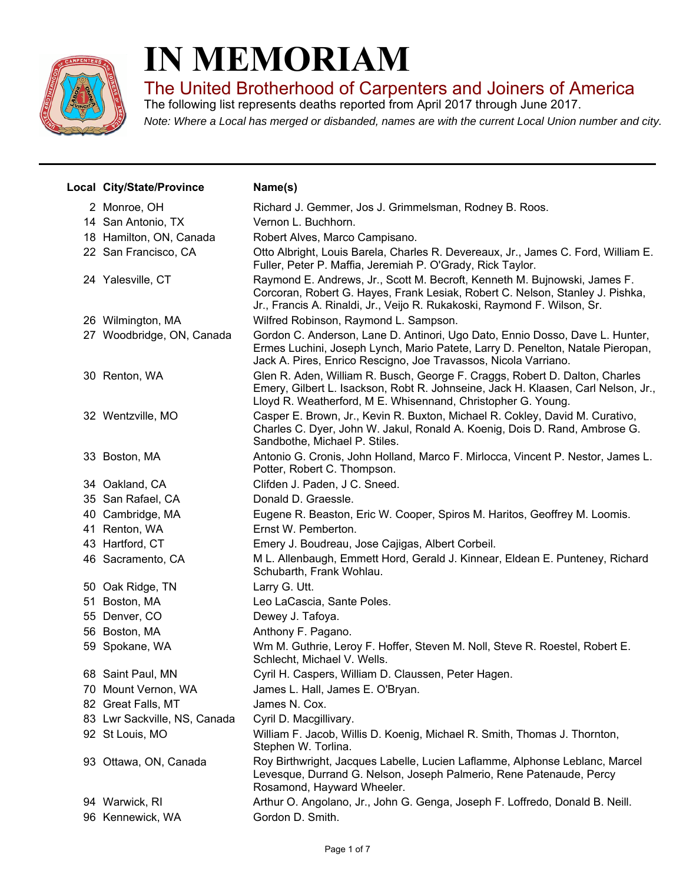# IN MEMORIAM

## The United Brotherhood of Carpenters and Joiners of America

The following list represents deaths reported from April 2017 through June 2017.

*Note: Where a Local has merged or disbanded, names are with the current Local Union number and city.*

| Local | City/State/Province | Name(s) |
|---|---|---|
| 2 | Monroe, OH | Richard J. Gemmer, Jos J. Grimmelsman, Rodney B. Roos. |
| 14 | San Antonio, TX | Vernon L. Buchhorn. |
| 18 | Hamilton, ON, Canada | Robert Alves, Marco Campisano. |
| 22 | San Francisco, CA | Otto Albright, Louis Barela, Charles R. Devereaux, Jr., James C. Ford, William E. Fuller, Peter P. Maffia, Jeremiah P. O'Grady, Rick Taylor. |
| 24 | Yalesville, CT | Raymond E. Andrews, Jr., Scott M. Becroft, Kenneth M. Bujnowski, James F. Corcoran, Robert G. Hayes, Frank Lesiak, Robert C. Nelson, Stanley J. Pishka, Jr., Francis A. Rinaldi, Jr., Veijo R. Rukakoski, Raymond F. Wilson, Sr. |
| 26 | Wilmington, MA | Wilfred Robinson, Raymond L. Sampson. |
| 27 | Woodbridge, ON, Canada | Gordon C. Anderson, Lane D. Antinori, Ugo Dato, Ennio Dosso, Dave L. Hunter, Ermes Luchini, Joseph Lynch, Mario Patete, Larry D. Penelton, Natale Pieropan, Jack A. Pires, Enrico Rescigno, Joe Travassos, Nicola Varriano. |
| 30 | Renton, WA | Glen R. Aden, William R. Busch, George F. Craggs, Robert D. Dalton, Charles Emery, Gilbert L. Isackson, Robt R. Johnseine, Jack H. Klaasen, Carl Nelson, Jr., Lloyd R. Weatherford, M E. Whisennand, Christopher G. Young. |
| 32 | Wentzville, MO | Casper E. Brown, Jr., Kevin R. Buxton, Michael R. Cokley, David M. Curativo, Charles C. Dyer, John W. Jakul, Ronald A. Koenig, Dois D. Rand, Ambrose G. Sandbothe, Michael P. Stiles. |
| 33 | Boston, MA | Antonio G. Cronis, John Holland, Marco F. Mirlocca, Vincent P. Nestor, James L. Potter, Robert C. Thompson. |
| 34 | Oakland, CA | Clifden J. Paden, J C. Sneed. |
| 35 | San Rafael, CA | Donald D. Graessle. |
| 40 | Cambridge, MA | Eugene R. Beaston, Eric W. Cooper, Spiros M. Haritos, Geoffrey M. Loomis. |
| 41 | Renton, WA | Ernst W. Pemberton. |
| 43 | Hartford, CT | Emery J. Boudreau, Jose Cajigas, Albert Corbeil. |
| 46 | Sacramento, CA | M L. Allenbaugh, Emmett Hord, Gerald J. Kinnear, Eldean E. Punteney, Richard Schubarth, Frank Wohlau. |
| 50 | Oak Ridge, TN | Larry G. Utt. |
| 51 | Boston, MA | Leo LaCascia, Sante Poles. |
| 55 | Denver, CO | Dewey J. Tafoya. |
| 56 | Boston, MA | Anthony F. Pagano. |
| 59 | Spokane, WA | Wm M. Guthrie, Leroy F. Hoffer, Steven M. Noll, Steve R. Roestel, Robert E. Schlecht, Michael V. Wells. |
| 68 | Saint Paul, MN | Cyril H. Caspers, William D. Claussen, Peter Hagen. |
| 70 | Mount Vernon, WA | James L. Hall, James E. O'Bryan. |
| 82 | Great Falls, MT | James N. Cox. |
| 83 | Lwr Sackville, NS, Canada | Cyril D. Macgillivary. |
| 92 | St Louis, MO | William F. Jacob, Willis D. Koenig, Michael R. Smith, Thomas J. Thornton, Stephen W. Torlina. |
| 93 | Ottawa, ON, Canada | Roy Birthwright, Jacques Labelle, Lucien Laflamme, Alphonse Leblanc, Marcel Levesque, Durrand G. Nelson, Joseph Palmerio, Rene Patenaude, Percy Rosamond, Hayward Wheeler. |
| 94 | Warwick, RI | Arthur O. Angolano, Jr., John G. Genga, Joseph F. Loffredo, Donald B. Neill. |
| 96 | Kennewick, WA | Gordon D. Smith. |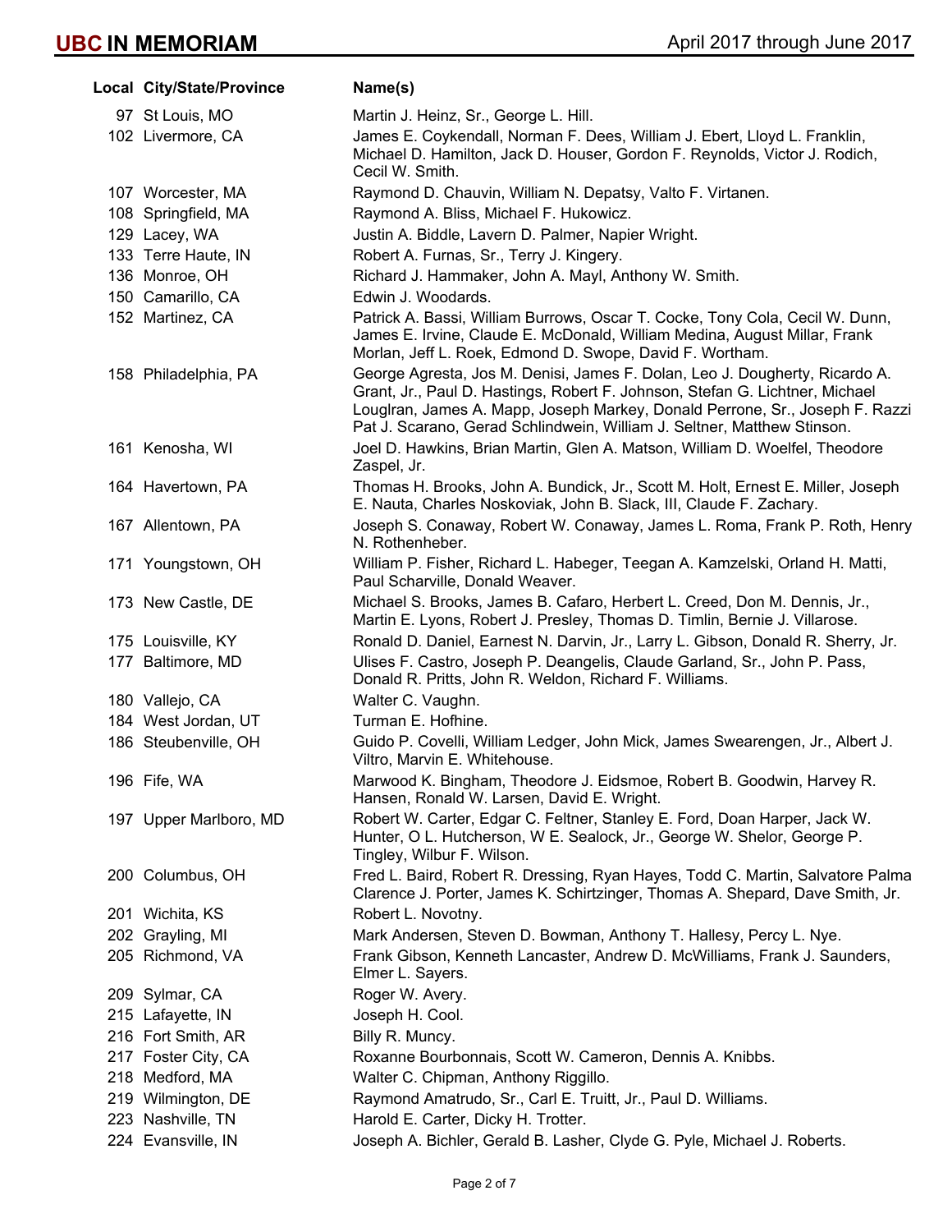# UBC IN MEMORIAM

April 2017 through June 2017

| Local | City/State/Province | Name(s) |
|---|---|---|
| 97 | St Louis, MO | Martin J. Heinz, Sr., George L. Hill. |
| 102 | Livermore, CA | James E. Coykendall, Norman F. Dees, William J. Ebert, Lloyd L. Franklin, Michael D. Hamilton, Jack D. Houser, Gordon F. Reynolds, Victor J. Rodich, Cecil W. Smith. |
| 107 | Worcester, MA | Raymond D. Chauvin, William N. Depatsy, Valto F. Virtanen. |
| 108 | Springfield, MA | Raymond A. Bliss, Michael F. Hukowicz. |
| 129 | Lacey, WA | Justin A. Biddle, Lavern D. Palmer, Napier Wright. |
| 133 | Terre Haute, IN | Robert A. Furnas, Sr., Terry J. Kingery. |
| 136 | Monroe, OH | Richard J. Hammaker, John A. Mayl, Anthony W. Smith. |
| 150 | Camarillo, CA | Edwin J. Woodards. |
| 152 | Martinez, CA | Patrick A. Bassi, William Burrows, Oscar T. Cocke, Tony Cola, Cecil W. Dunn, James E. Irvine, Claude E. McDonald, William Medina, August Millar, Frank Morlan, Jeff L. Roek, Edmond D. Swope, David F. Wortham. |
| 158 | Philadelphia, PA | George Agresta, Jos M. Denisi, James F. Dolan, Leo J. Dougherty, Ricardo A. Grant, Jr., Paul D. Hastings, Robert F. Johnson, Stefan G. Lichtner, Michael Louglran, James A. Mapp, Joseph Markey, Donald Perrone, Sr., Joseph F. Razzi Pat J. Scarano, Gerad Schlindwein, William J. Seltner, Matthew Stinson. |
| 161 | Kenosha, WI | Joel D. Hawkins, Brian Martin, Glen A. Matson, William D. Woelfel, Theodore Zaspel, Jr. |
| 164 | Havertown, PA | Thomas H. Brooks, John A. Bundick, Jr., Scott M. Holt, Ernest E. Miller, Joseph E. Nauta, Charles Noskoviak, John B. Slack, III, Claude F. Zachary. |
| 167 | Allentown, PA | Joseph S. Conaway, Robert W. Conaway, James L. Roma, Frank P. Roth, Henry N. Rothenheber. |
| 171 | Youngstown, OH | William P. Fisher, Richard L. Habeger, Teegan A. Kamzelski, Orland H. Matti, Paul Scharville, Donald Weaver. |
| 173 | New Castle, DE | Michael S. Brooks, James B. Cafaro, Herbert L. Creed, Don M. Dennis, Jr., Martin E. Lyons, Robert J. Presley, Thomas D. Timlin, Bernie J. Villarose. |
| 175 | Louisville, KY | Ronald D. Daniel, Earnest N. Darvin, Jr., Larry L. Gibson, Donald R. Sherry, Jr. |
| 177 | Baltimore, MD | Ulises F. Castro, Joseph P. Deangelis, Claude Garland, Sr., John P. Pass, Donald R. Pritts, John R. Weldon, Richard F. Williams. |
| 180 | Vallejo, CA | Walter C. Vaughn. |
| 184 | West Jordan, UT | Turman E. Hofhine. |
| 186 | Steubenville, OH | Guido P. Covelli, William Ledger, John Mick, James Swearengen, Jr., Albert J. Viltro, Marvin E. Whitehouse. |
| 196 | Fife, WA | Marwood K. Bingham, Theodore J. Eidsmoe, Robert B. Goodwin, Harvey R. Hansen, Ronald W. Larsen, David E. Wright. |
| 197 | Upper Marlboro, MD | Robert W. Carter, Edgar C. Feltner, Stanley E. Ford, Doan Harper, Jack W. Hunter, O L. Hutcherson, W E. Sealock, Jr., George W. Shelor, George P. Tingley, Wilbur F. Wilson. |
| 200 | Columbus, OH | Fred L. Baird, Robert R. Dressing, Ryan Hayes, Todd C. Martin, Salvatore Palma Clarence J. Porter, James K. Schirtzinger, Thomas A. Shepard, Dave Smith, Jr. |
| 201 | Wichita, KS | Robert L. Novotny. |
| 202 | Grayling, MI | Mark Andersen, Steven D. Bowman, Anthony T. Hallesy, Percy L. Nye. |
| 205 | Richmond, VA | Frank Gibson, Kenneth Lancaster, Andrew D. McWilliams, Frank J. Saunders, Elmer L. Sayers. |
| 209 | Sylmar, CA | Roger W. Avery. |
| 215 | Lafayette, IN | Joseph H. Cool. |
| 216 | Fort Smith, AR | Billy R. Muncy. |
| 217 | Foster City, CA | Roxanne Bourbonnais, Scott W. Cameron, Dennis A. Knibbs. |
| 218 | Medford, MA | Walter C. Chipman, Anthony Riggillo. |
| 219 | Wilmington, DE | Raymond Amatrudo, Sr., Carl E. Truitt, Jr., Paul D. Williams. |
| 223 | Nashville, TN | Harold E. Carter, Dicky H. Trotter. |
| 224 | Evansville, IN | Joseph A. Bichler, Gerald B. Lasher, Clyde G. Pyle, Michael J. Roberts. |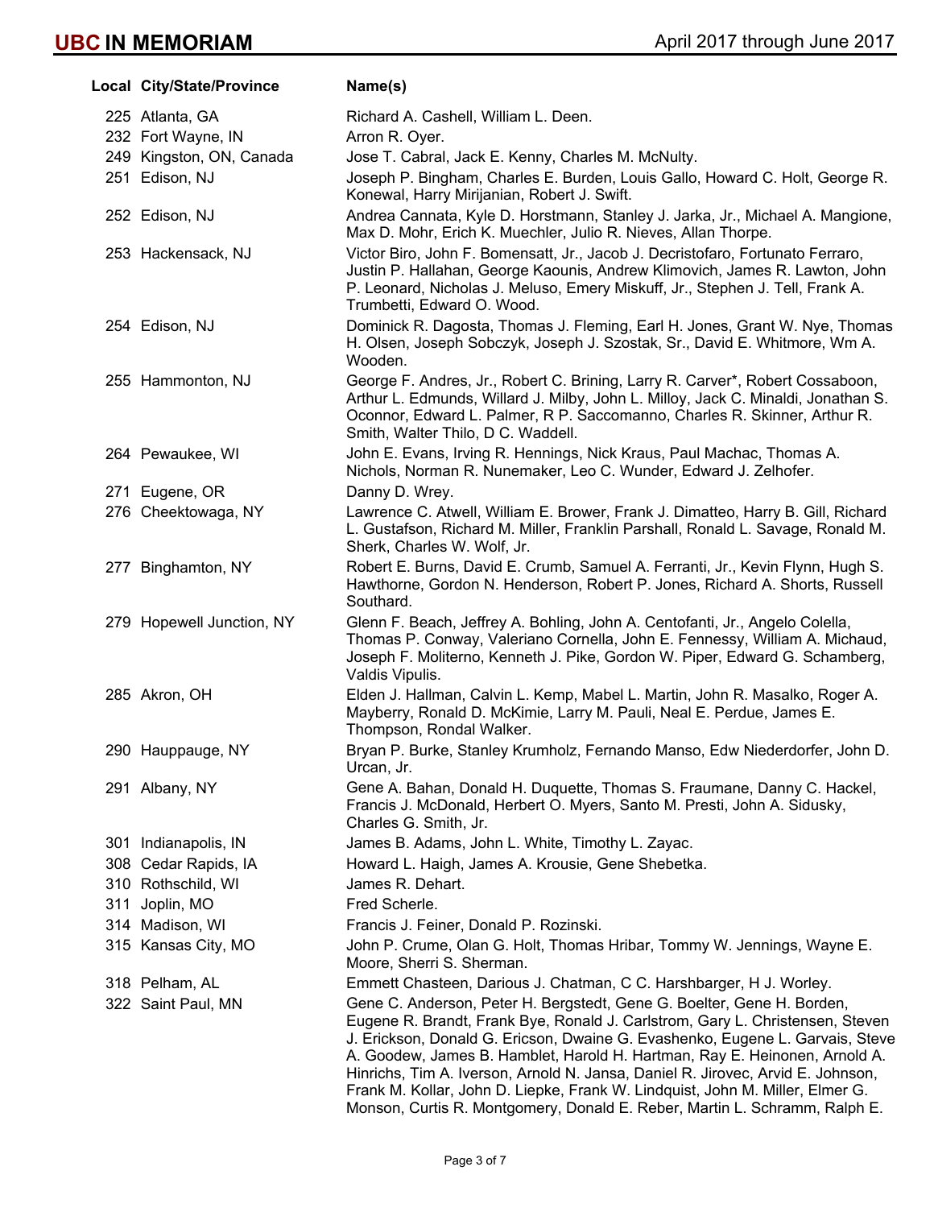# UBC IN MEMORIAM

April 2017 through June 2017

| Local | City/State/Province | Name(s) |
| --- | --- | --- |
| 225 | Atlanta, GA | Richard A. Cashell, William L. Deen. |
| 232 | Fort Wayne, IN | Arron R. Oyer. |
| 249 | Kingston, ON, Canada | Jose T. Cabral, Jack E. Kenny, Charles M. McNulty. |
| 251 | Edison, NJ | Joseph P. Bingham, Charles E. Burden, Louis Gallo, Howard C. Holt, George R. Konewal, Harry Mirijanian, Robert J. Swift. |
| 252 | Edison, NJ | Andrea Cannata, Kyle D. Horstmann, Stanley J. Jarka, Jr., Michael A. Mangione, Max D. Mohr, Erich K. Muechler, Julio R. Nieves, Allan Thorpe. |
| 253 | Hackensack, NJ | Victor Biro, John F. Bomensatt, Jr., Jacob J. Decristofaro, Fortunato Ferraro, Justin P. Hallahan, George Kaounis, Andrew Klimovich, James R. Lawton, John P. Leonard, Nicholas J. Meluso, Emery Miskuff, Jr., Stephen J. Tell, Frank A. Trumbetti, Edward O. Wood. |
| 254 | Edison, NJ | Dominick R. Dagosta, Thomas J. Fleming, Earl H. Jones, Grant W. Nye, Thomas H. Olsen, Joseph Sobczyk, Joseph J. Szostak, Sr., David E. Whitmore, Wm A. Wooden. |
| 255 | Hammonton, NJ | George F. Andres, Jr., Robert C. Brining, Larry R. Carver*, Robert Cossaboon, Arthur L. Edmunds, Willard J. Milby, John L. Milloy, Jack C. Minaldi, Jonathan S. Oconnor, Edward L. Palmer, R P. Saccomanno, Charles R. Skinner, Arthur R. Smith, Walter Thilo, D C. Waddell. |
| 264 | Pewaukee, WI | John E. Evans, Irving R. Hennings, Nick Kraus, Paul Machac, Thomas A. Nichols, Norman R. Nunemaker, Leo C. Wunder, Edward J. Zelhofer. |
| 271 | Eugene, OR | Danny D. Wrey. |
| 276 | Cheektowaga, NY | Lawrence C. Atwell, William E. Brower, Frank J. Dimatteo, Harry B. Gill, Richard L. Gustafson, Richard M. Miller, Franklin Parshall, Ronald L. Savage, Ronald M. Sherk, Charles W. Wolf, Jr. |
| 277 | Binghamton, NY | Robert E. Burns, David E. Crumb, Samuel A. Ferranti, Jr., Kevin Flynn, Hugh S. Hawthorne, Gordon N. Henderson, Robert P. Jones, Richard A. Shorts, Russell Southard. |
| 279 | Hopewell Junction, NY | Glenn F. Beach, Jeffrey A. Bohling, John A. Centofanti, Jr., Angelo Colella, Thomas P. Conway, Valeriano Cornella, John E. Fennessy, William A. Michaud, Joseph F. Moliterno, Kenneth J. Pike, Gordon W. Piper, Edward G. Schamberg, Valdis Vipulis. |
| 285 | Akron, OH | Elden J. Hallman, Calvin L. Kemp, Mabel L. Martin, John R. Masalko, Roger A. Mayberry, Ronald D. McKimie, Larry M. Pauli, Neal E. Perdue, James E. Thompson, Rondal Walker. |
| 290 | Hauppauge, NY | Bryan P. Burke, Stanley Krumholz, Fernando Manso, Edw Niederdorfer, John D. Urcan, Jr. |
| 291 | Albany, NY | Gene A. Bahan, Donald H. Duquette, Thomas S. Fraumane, Danny C. Hackel, Francis J. McDonald, Herbert O. Myers, Santo M. Presti, John A. Sidusky, Charles G. Smith, Jr. |
| 301 | Indianapolis, IN | James B. Adams, John L. White, Timothy L. Zayac. |
| 308 | Cedar Rapids, IA | Howard L. Haigh, James A. Krousie, Gene Shebetka. |
| 310 | Rothschild, WI | James R. Dehart. |
| 311 | Joplin, MO | Fred Scherle. |
| 314 | Madison, WI | Francis J. Feiner, Donald P. Rozinski. |
| 315 | Kansas City, MO | John P. Crume, Olan G. Holt, Thomas Hribar, Tommy W. Jennings, Wayne E. Moore, Sherri S. Sherman. |
| 318 | Pelham, AL | Emmett Chasteen, Darious J. Chatman, C C. Harshbarger, H J. Worley. |
| 322 | Saint Paul, MN | Gene C. Anderson, Peter H. Bergstedt, Gene G. Boelter, Gene H. Borden, Eugene R. Brandt, Frank Bye, Ronald J. Carlstrom, Gary L. Christensen, Steven J. Erickson, Donald G. Ericson, Dwaine G. Evashenko, Eugene L. Garvais, Steve A. Goodew, James B. Hamblet, Harold H. Hartman, Ray E. Heinonen, Arnold A. Hinrichs, Tim A. Iverson, Arnold N. Jansa, Daniel R. Jirovec, Arvid E. Johnson, Frank M. Kollar, John D. Liepke, Frank W. Lindquist, John M. Miller, Elmer G. Monson, Curtis R. Montgomery, Donald E. Reber, Martin L. Schramm, Ralph E. |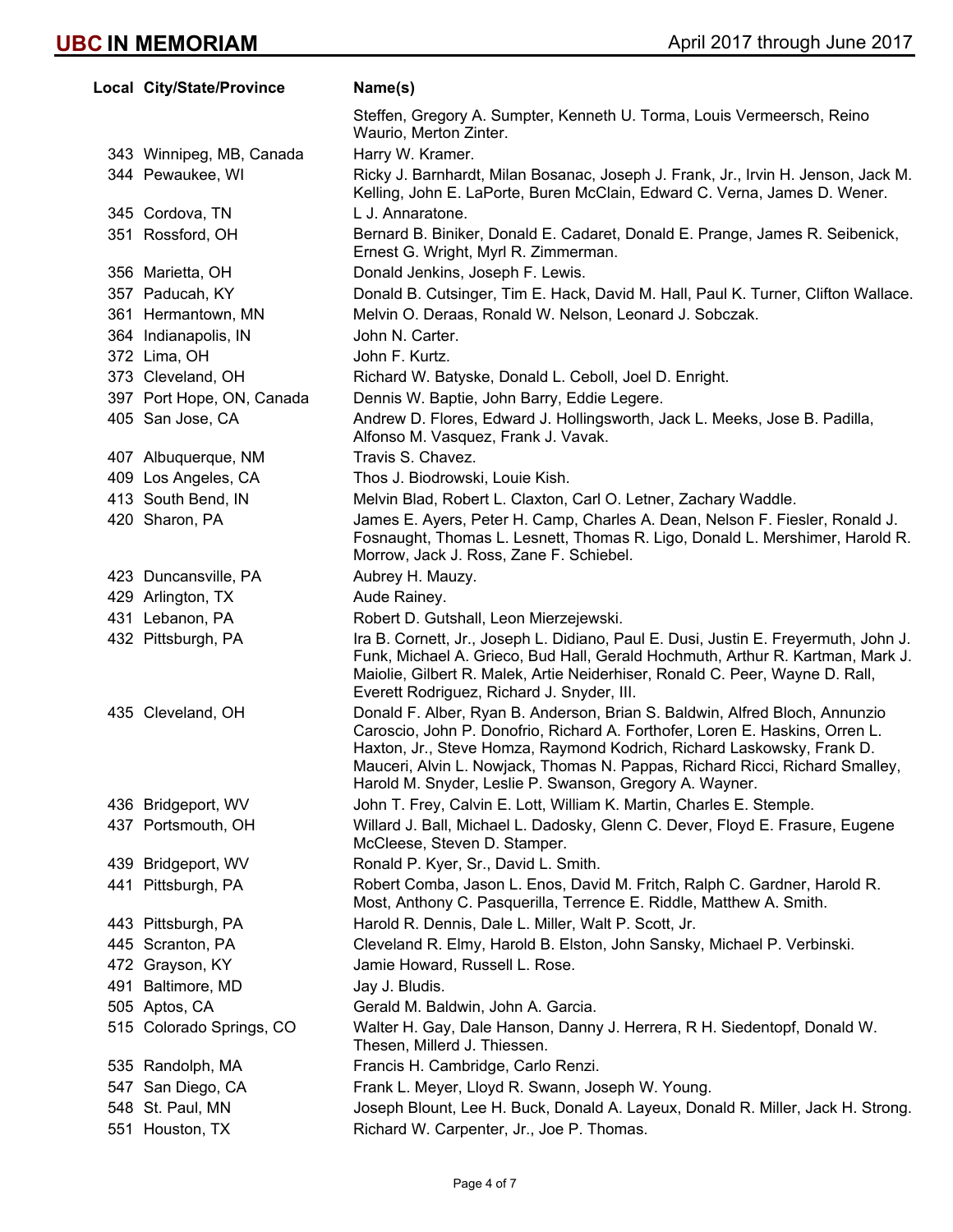| Local | City/State/Province | Name(s) |
|---|---|---|
| | | Steffen, Gregory A. Sumpter, Kenneth U. Torma, Louis Vermeersch, Reino Waurio, Merton Zinter. |
| 343 | Winnipeg, MB, Canada | Harry W. Kramer. |
| 344 | Pewaukee, WI | Ricky J. Barnhardt, Milan Bosanac, Joseph J. Frank, Jr., Irvin H. Jenson, Jack M. Kelling, John E. LaPorte, Buren McClain, Edward C. Verna, James D. Wener. |
| 345 | Cordova, TN | L J. Annaratone. |
| 351 | Rossford, OH | Bernard B. Biniker, Donald E. Cadaret, Donald E. Prange, James R. Seibenick, Ernest G. Wright, Myrl R. Zimmerman. |
| 356 | Marietta, OH | Donald Jenkins, Joseph F. Lewis. |
| 357 | Paducah, KY | Donald B. Cutsinger, Tim E. Hack, David M. Hall, Paul K. Turner, Clifton Wallace. |
| 361 | Hermantown, MN | Melvin O. Deraas, Ronald W. Nelson, Leonard J. Sobczak. |
| 364 | Indianapolis, IN | John N. Carter. |
| 372 | Lima, OH | John F. Kurtz. |
| 373 | Cleveland, OH | Richard W. Batyske, Donald L. Ceboll, Joel D. Enright. |
| 397 | Port Hope, ON, Canada | Dennis W. Baptie, John Barry, Eddie Legere. |
| 405 | San Jose, CA | Andrew D. Flores, Edward J. Hollingsworth, Jack L. Meeks, Jose B. Padilla, Alfonso M. Vasquez, Frank J. Vavak. |
| 407 | Albuquerque, NM | Travis S. Chavez. |
| 409 | Los Angeles, CA | Thos J. Biodrowski, Louie Kish. |
| 413 | South Bend, IN | Melvin Blad, Robert L. Claxton, Carl O. Letner, Zachary Waddle. |
| 420 | Sharon, PA | James E. Ayers, Peter H. Camp, Charles A. Dean, Nelson F. Fiesler, Ronald J. Fosnaught, Thomas L. Lesnett, Thomas R. Ligo, Donald L. Mershimer, Harold R. Morrow, Jack J. Ross, Zane F. Schiebel. |
| 423 | Duncansville, PA | Aubrey H. Mauzy. |
| 429 | Arlington, TX | Aude Rainey. |
| 431 | Lebanon, PA | Robert D. Gutshall, Leon Mierzejewski. |
| 432 | Pittsburgh, PA | Ira B. Cornett, Jr., Joseph L. Didiano, Paul E. Dusi, Justin E. Freyermuth, John J. Funk, Michael A. Grieco, Bud Hall, Gerald Hochmuth, Arthur R. Kartman, Mark J. Maiolie, Gilbert R. Malek, Artie Neiderhiser, Ronald C. Peer, Wayne D. Rall, Everett Rodriguez, Richard J. Snyder, III. |
| 435 | Cleveland, OH | Donald F. Alber, Ryan B. Anderson, Brian S. Baldwin, Alfred Bloch, Annunzio Caroscio, John P. Donofrio, Richard A. Forthofer, Loren E. Haskins, Orren L. Haxton, Jr., Steve Homza, Raymond Kodrich, Richard Laskowsky, Frank D. Mauceri, Alvin L. Nowjack, Thomas N. Pappas, Richard Ricci, Richard Smalley, Harold M. Snyder, Leslie P. Swanson, Gregory A. Wayner. |
| 436 | Bridgeport, WV | John T. Frey, Calvin E. Lott, William K. Martin, Charles E. Stemple. |
| 437 | Portsmouth, OH | Willard J. Ball, Michael L. Dadosky, Glenn C. Dever, Floyd E. Frasure, Eugene McCleese, Steven D. Stamper. |
| 439 | Bridgeport, WV | Ronald P. Kyer, Sr., David L. Smith. |
| 441 | Pittsburgh, PA | Robert Comba, Jason L. Enos, David M. Fritch, Ralph C. Gardner, Harold R. Most, Anthony C. Pasquerilla, Terrence E. Riddle, Matthew A. Smith. |
| 443 | Pittsburgh, PA | Harold R. Dennis, Dale L. Miller, Walt P. Scott, Jr. |
| 445 | Scranton, PA | Cleveland R. Elmy, Harold B. Elston, John Sansky, Michael P. Verbinski. |
| 472 | Grayson, KY | Jamie Howard, Russell L. Rose. |
| 491 | Baltimore, MD | Jay J. Bludis. |
| 505 | Aptos, CA | Gerald M. Baldwin, John A. Garcia. |
| 515 | Colorado Springs, CO | Walter H. Gay, Dale Hanson, Danny J. Herrera, R H. Siedentopf, Donald W. Thesen, Millerd J. Thiessen. |
| 535 | Randolph, MA | Francis H. Cambridge, Carlo Renzi. |
| 547 | San Diego, CA | Frank L. Meyer, Lloyd R. Swann, Joseph W. Young. |
| 548 | St. Paul, MN | Joseph Blount, Lee H. Buck, Donald A. Layeux, Donald R. Miller, Jack H. Strong. |
| 551 | Houston, TX | Richard W. Carpenter, Jr., Joe P. Thomas. |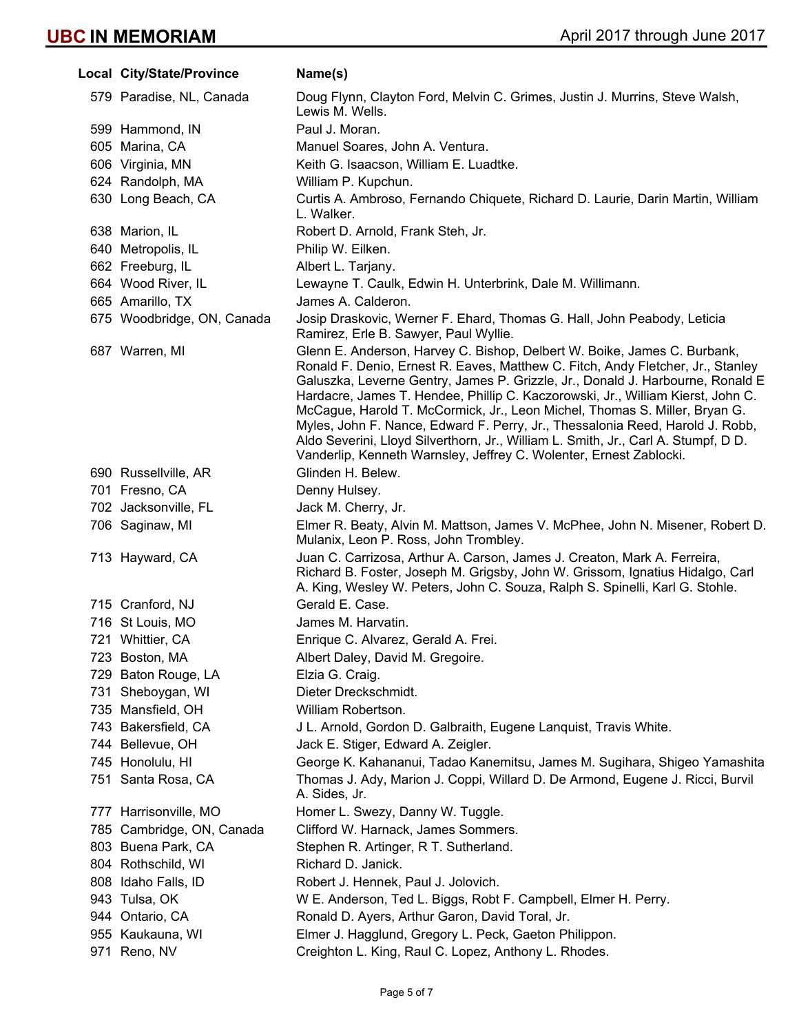# UBC IN MEMORIAM

April 2017 through June 2017

| Local | City/State/Province | Name(s) |
|---|---|---|
| 579 | Paradise, NL, Canada | Doug Flynn, Clayton Ford, Melvin C. Grimes, Justin J. Murrins, Steve Walsh, Lewis M. Wells. |
| 599 | Hammond, IN | Paul J. Moran. |
| 605 | Marina, CA | Manuel Soares, John A. Ventura. |
| 606 | Virginia, MN | Keith G. Isaacson, William E. Luadtke. |
| 624 | Randolph, MA | William P. Kupchun. |
| 630 | Long Beach, CA | Curtis A. Ambroso, Fernando Chiquete, Richard D. Laurie, Darin Martin, William L. Walker. |
| 638 | Marion, IL | Robert D. Arnold, Frank Steh, Jr. |
| 640 | Metropolis, IL | Philip W. Eilken. |
| 662 | Freeburg, IL | Albert L. Tarjany. |
| 664 | Wood River, IL | Lewayne T. Caulk, Edwin H. Unterbrink, Dale M. Willimann. |
| 665 | Amarillo, TX | James A. Calderon. |
| 675 | Woodbridge, ON, Canada | Josip Draskovic, Werner F. Ehard, Thomas G. Hall, John Peabody, Leticia Ramirez, Erle B. Sawyer, Paul Wyllie. |
| 687 | Warren, MI | Glenn E. Anderson, Harvey C. Bishop, Delbert W. Boike, James C. Burbank, Ronald F. Denio, Ernest R. Eaves, Matthew C. Fitch, Andy Fletcher, Jr., Stanley Galuszka, Leverne Gentry, James P. Grizzle, Jr., Donald J. Harbourne, Ronald E Hardacre, James T. Hendee, Phillip C. Kaczorowski, Jr., William Kierst, John C. McCague, Harold T. McCormick, Jr., Leon Michel, Thomas S. Miller, Bryan G. Myles, John F. Nance, Edward F. Perry, Jr., Thessalonia Reed, Harold J. Robb, Aldo Severini, Lloyd Silverthorn, Jr., William L. Smith, Jr., Carl A. Stumpf, D D. Vanderlip, Kenneth Warnsley, Jeffrey C. Wolenter, Ernest Zablocki. |
| 690 | Russellville, AR | Glinden H. Belew. |
| 701 | Fresno, CA | Denny Hulsey. |
| 702 | Jacksonville, FL | Jack M. Cherry, Jr. |
| 706 | Saginaw, MI | Elmer R. Beaty, Alvin M. Mattson, James V. McPhee, John N. Misener, Robert D. Mulanix, Leon P. Ross, John Trombley. |
| 713 | Hayward, CA | Juan C. Carrizosa, Arthur A. Carson, James J. Creaton, Mark A. Ferreira, Richard B. Foster, Joseph M. Grigsby, John W. Grissom, Ignatius Hidalgo, Carl A. King, Wesley W. Peters, John C. Souza, Ralph S. Spinelli, Karl G. Stohle. |
| 715 | Cranford, NJ | Gerald E. Case. |
| 716 | St Louis, MO | James M. Harvatin. |
| 721 | Whittier, CA | Enrique C. Alvarez, Gerald A. Frei. |
| 723 | Boston, MA | Albert Daley, David M. Gregoire. |
| 729 | Baton Rouge, LA | Elzia G. Craig. |
| 731 | Sheboygan, WI | Dieter Dreckschmidt. |
| 735 | Mansfield, OH | William Robertson. |
| 743 | Bakersfield, CA | J L. Arnold, Gordon D. Galbraith, Eugene Lanquist, Travis White. |
| 744 | Bellevue, OH | Jack E. Stiger, Edward A. Zeigler. |
| 745 | Honolulu, HI | George K. Kahananui, Tadao Kanemitsu, James M. Sugihara, Shigeo Yamashita |
| 751 | Santa Rosa, CA | Thomas J. Ady, Marion J. Coppi, Willard D. De Armond, Eugene J. Ricci, Burvil A. Sides, Jr. |
| 777 | Harrisonville, MO | Homer L. Swezy, Danny W. Tuggle. |
| 785 | Cambridge, ON, Canada | Clifford W. Harnack, James Sommers. |
| 803 | Buena Park, CA | Stephen R. Artinger, R T. Sutherland. |
| 804 | Rothschild, WI | Richard D. Janick. |
| 808 | Idaho Falls, ID | Robert J. Hennek, Paul J. Jolovich. |
| 943 | Tulsa, OK | W E. Anderson, Ted L. Biggs, Robt F. Campbell, Elmer H. Perry. |
| 944 | Ontario, CA | Ronald D. Ayers, Arthur Garon, David Toral, Jr. |
| 955 | Kaukauna, WI | Elmer J. Hagglund, Gregory L. Peck, Gaeton Philippon. |
| 971 | Reno, NV | Creighton L. King, Raul C. Lopez, Anthony L. Rhodes. |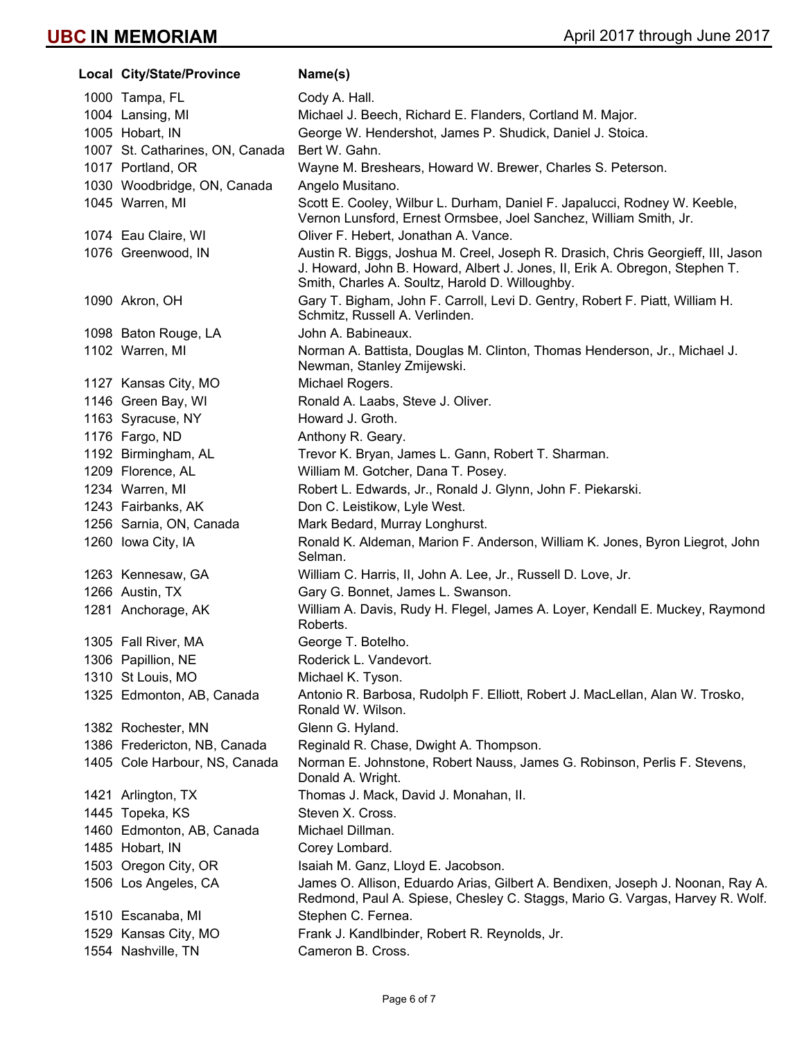# UBC IN MEMORIAM

April 2017 through June 2017

| Local | City/State/Province | Name(s) |
|---|---|---|
| 1000 | Tampa, FL | Cody A. Hall. |
| 1004 | Lansing, MI | Michael J. Beech, Richard E. Flanders, Cortland M. Major. |
| 1005 | Hobart, IN | George W. Hendershot, James P. Shudick, Daniel J. Stoica. |
| 1007 | St. Catharines, ON, Canada | Bert W. Gahn. |
| 1017 | Portland, OR | Wayne M. Breshears, Howard W. Brewer, Charles S. Peterson. |
| 1030 | Woodbridge, ON, Canada | Angelo Musitano. |
| 1045 | Warren, MI | Scott E. Cooley, Wilbur L. Durham, Daniel F. Japalucci, Rodney W. Keeble, Vernon Lunsford, Ernest Ormsbee, Joel Sanchez, William Smith, Jr. |
| 1074 | Eau Claire, WI | Oliver F. Hebert, Jonathan A. Vance. |
| 1076 | Greenwood, IN | Austin R. Biggs, Joshua M. Creel, Joseph R. Drasich, Chris Georgieff, III, Jason J. Howard, John B. Howard, Albert J. Jones, II, Erik A. Obregon, Stephen T. Smith, Charles A. Soultz, Harold D. Willoughby. |
| 1090 | Akron, OH | Gary T. Bigham, John F. Carroll, Levi D. Gentry, Robert F. Piatt, William H. Schmitz, Russell A. Verlinden. |
| 1098 | Baton Rouge, LA | John A. Babineaux. |
| 1102 | Warren, MI | Norman A. Battista, Douglas M. Clinton, Thomas Henderson, Jr., Michael J. Newman, Stanley Zmijewski. |
| 1127 | Kansas City, MO | Michael Rogers. |
| 1146 | Green Bay, WI | Ronald A. Laabs, Steve J. Oliver. |
| 1163 | Syracuse, NY | Howard J. Groth. |
| 1176 | Fargo, ND | Anthony R. Geary. |
| 1192 | Birmingham, AL | Trevor K. Bryan, James L. Gann, Robert T. Sharman. |
| 1209 | Florence, AL | William M. Gotcher, Dana T. Posey. |
| 1234 | Warren, MI | Robert L. Edwards, Jr., Ronald J. Glynn, John F. Piekarski. |
| 1243 | Fairbanks, AK | Don C. Leistikow, Lyle West. |
| 1256 | Sarnia, ON, Canada | Mark Bedard, Murray Longhurst. |
| 1260 | Iowa City, IA | Ronald K. Aldeman, Marion F. Anderson, William K. Jones, Byron Liegrot, John Selman. |
| 1263 | Kennesaw, GA | William C. Harris, II, John A. Lee, Jr., Russell D. Love, Jr. |
| 1266 | Austin, TX | Gary G. Bonnet, James L. Swanson. |
| 1281 | Anchorage, AK | William A. Davis, Rudy H. Flegel, James A. Loyer, Kendall E. Muckey, Raymond Roberts. |
| 1305 | Fall River, MA | George T. Botelho. |
| 1306 | Papillion, NE | Roderick L. Vandevort. |
| 1310 | St Louis, MO | Michael K. Tyson. |
| 1325 | Edmonton, AB, Canada | Antonio R. Barbosa, Rudolph F. Elliott, Robert J. MacLellan, Alan W. Trosko, Ronald W. Wilson. |
| 1382 | Rochester, MN | Glenn G. Hyland. |
| 1386 | Fredericton, NB, Canada | Reginald R. Chase, Dwight A. Thompson. |
| 1405 | Cole Harbour, NS, Canada | Norman E. Johnstone, Robert Nauss, James G. Robinson, Perlis F. Stevens, Donald A. Wright. |
| 1421 | Arlington, TX | Thomas J. Mack, David J. Monahan, II. |
| 1445 | Topeka, KS | Steven X. Cross. |
| 1460 | Edmonton, AB, Canada | Michael Dillman. |
| 1485 | Hobart, IN | Corey Lombard. |
| 1503 | Oregon City, OR | Isaiah M. Ganz, Lloyd E. Jacobson. |
| 1506 | Los Angeles, CA | James O. Allison, Eduardo Arias, Gilbert A. Bendixen, Joseph J. Noonan, Ray A. Redmond, Paul A. Spiese, Chesley C. Staggs, Mario G. Vargas, Harvey R. Wolf. |
| 1510 | Escanaba, MI | Stephen C. Fernea. |
| 1529 | Kansas City, MO | Frank J. Kandlbinder, Robert R. Reynolds, Jr. |
| 1554 | Nashville, TN | Cameron B. Cross. |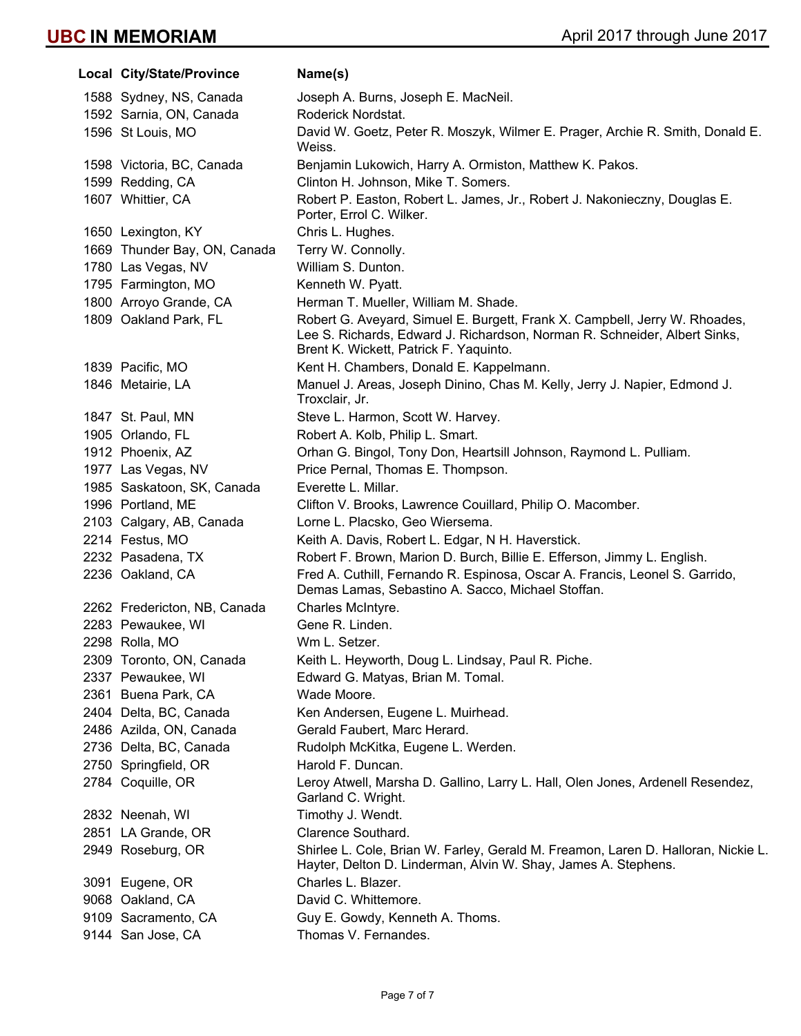| Local | City/State/Province | Name(s) |
|---|---|---|
| 1588 | Sydney, NS, Canada | Joseph A. Burns, Joseph E. MacNeil. |
| 1592 | Sarnia, ON, Canada | Roderick Nordstat. |
| 1596 | St Louis, MO | David W. Goetz, Peter R. Moszyk, Wilmer E. Prager, Archie R. Smith, Donald E. Weiss. |
| 1598 | Victoria, BC, Canada | Benjamin Lukowich, Harry A. Ormiston, Matthew K. Pakos. |
| 1599 | Redding, CA | Clinton H. Johnson, Mike T. Somers. |
| 1607 | Whittier, CA | Robert P. Easton, Robert L. James, Jr., Robert J. Nakonieczny, Douglas E. Porter, Errol C. Wilker. |
| 1650 | Lexington, KY | Chris L. Hughes. |
| 1669 | Thunder Bay, ON, Canada | Terry W. Connolly. |
| 1780 | Las Vegas, NV | William S. Dunton. |
| 1795 | Farmington, MO | Kenneth W. Pyatt. |
| 1800 | Arroyo Grande, CA | Herman T. Mueller, William M. Shade. |
| 1809 | Oakland Park, FL | Robert G. Aveyard, Simuel E. Burgett, Frank X. Campbell, Jerry W. Rhoades, Lee S. Richards, Edward J. Richardson, Norman R. Schneider, Albert Sinks, Brent K. Wickett, Patrick F. Yaquinto. |
| 1839 | Pacific, MO | Kent H. Chambers, Donald E. Kappelmann. |
| 1846 | Metairie, LA | Manuel J. Areas, Joseph Dinino, Chas M. Kelly, Jerry J. Napier, Edmond J. Troxclair, Jr. |
| 1847 | St. Paul, MN | Steve L. Harmon, Scott W. Harvey. |
| 1905 | Orlando, FL | Robert A. Kolb, Philip L. Smart. |
| 1912 | Phoenix, AZ | Orhan G. Bingol, Tony Don, Heartsill Johnson, Raymond L. Pulliam. |
| 1977 | Las Vegas, NV | Price Pernal, Thomas E. Thompson. |
| 1985 | Saskatoon, SK, Canada | Everette L. Millar. |
| 1996 | Portland, ME | Clifton V. Brooks, Lawrence Couillard, Philip O. Macomber. |
| 2103 | Calgary, AB, Canada | Lorne L. Placsko, Geo Wiersema. |
| 2214 | Festus, MO | Keith A. Davis, Robert L. Edgar, N H. Haverstick. |
| 2232 | Pasadena, TX | Robert F. Brown, Marion D. Burch, Billie E. Efferson, Jimmy L. English. |
| 2236 | Oakland, CA | Fred A. Cuthill, Fernando R. Espinosa, Oscar A. Francis, Leonel S. Garrido, Demas Lamas, Sebastino A. Sacco, Michael Stoffan. |
| 2262 | Fredericton, NB, Canada | Charles McIntyre. |
| 2283 | Pewaukee, WI | Gene R. Linden. |
| 2298 | Rolla, MO | Wm L. Setzer. |
| 2309 | Toronto, ON, Canada | Keith L. Heyworth, Doug L. Lindsay, Paul R. Piche. |
| 2337 | Pewaukee, WI | Edward G. Matyas, Brian M. Tomal. |
| 2361 | Buena Park, CA | Wade Moore. |
| 2404 | Delta, BC, Canada | Ken Andersen, Eugene L. Muirhead. |
| 2486 | Azilda, ON, Canada | Gerald Faubert, Marc Herard. |
| 2736 | Delta, BC, Canada | Rudolph McKitka, Eugene L. Werden. |
| 2750 | Springfield, OR | Harold F. Duncan. |
| 2784 | Coquille, OR | Leroy Atwell, Marsha D. Gallino, Larry L. Hall, Olen Jones, Ardenell Resendez, Garland C. Wright. |
| 2832 | Neenah, WI | Timothy J. Wendt. |
| 2851 | LA Grande, OR | Clarence Southard. |
| 2949 | Roseburg, OR | Shirlee L. Cole, Brian W. Farley, Gerald M. Freamon, Laren D. Halloran, Nickie L. Hayter, Delton D. Linderman, Alvin W. Shay, James A. Stephens. |
| 3091 | Eugene, OR | Charles L. Blazer. |
| 9068 | Oakland, CA | David C. Whittemore. |
| 9109 | Sacramento, CA | Guy E. Gowdy, Kenneth A. Thoms. |
| 9144 | San Jose, CA | Thomas V. Fernandes. |